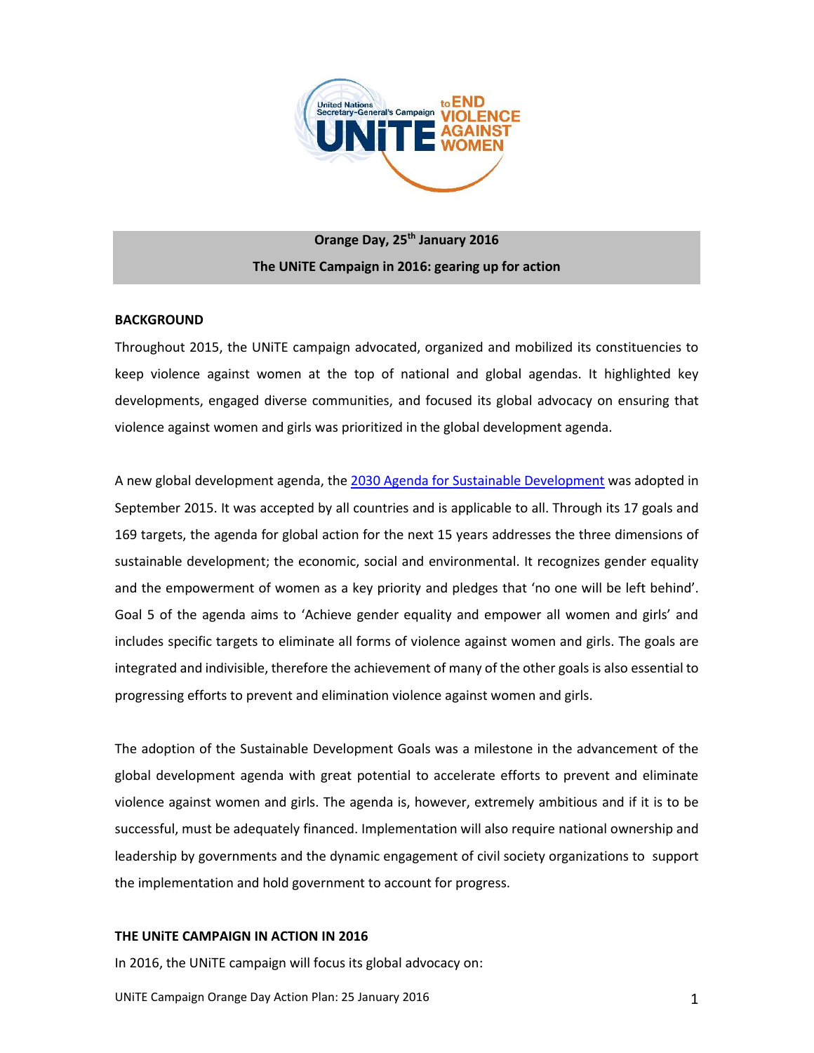**Orange Day, 25th January 2016**

**The UNiTE Campaign in 2016: gearing up for action**

## BACKGROUND

Throughout 2015, the UNiTE campaign advocated, organized and mobilized its constituencies to keep violence against women at the top of national and global agendas. It highlighted key developments, engaged diverse communities, and focused its global advocacy on ensuring that violence against women and girls was prioritized in the global development agenda.

A new global development agenda, the 2030 Agenda for Sustainable Development was adopted in September 2015. It was accepted by all countries and is applicable to all. Through its 17 goals and 169 targets, the agenda for global action for the next 15 years addresses the three dimensions of sustainable development; the economic, social and environmental. It recognizes gender equality and the empowerment of women as a key priority and pledges that 'no one will be left behind'. Goal 5 of the agenda aims to 'Achieve gender equality and empower all women and girls' and includes specific targets to eliminate all forms of violence against women and girls. The goals are integrated and indivisible, therefore the achievement of many of the other goals is also essential to progressing efforts to prevent and elimination violence against women and girls.

The adoption of the Sustainable Development Goals was a milestone in the advancement of the global development agenda with great potential to accelerate efforts to prevent and eliminate violence against women and girls. The agenda is, however, extremely ambitious and if it is to be successful, must be adequately financed. Implementation will also require national ownership and leadership by governments and the dynamic engagement of civil society organizations to support the implementation and hold government to account for progress.

## THE UNiTE CAMPAIGN IN ACTION IN 2016

In 2016, the UNiTE campaign will focus its global advocacy on: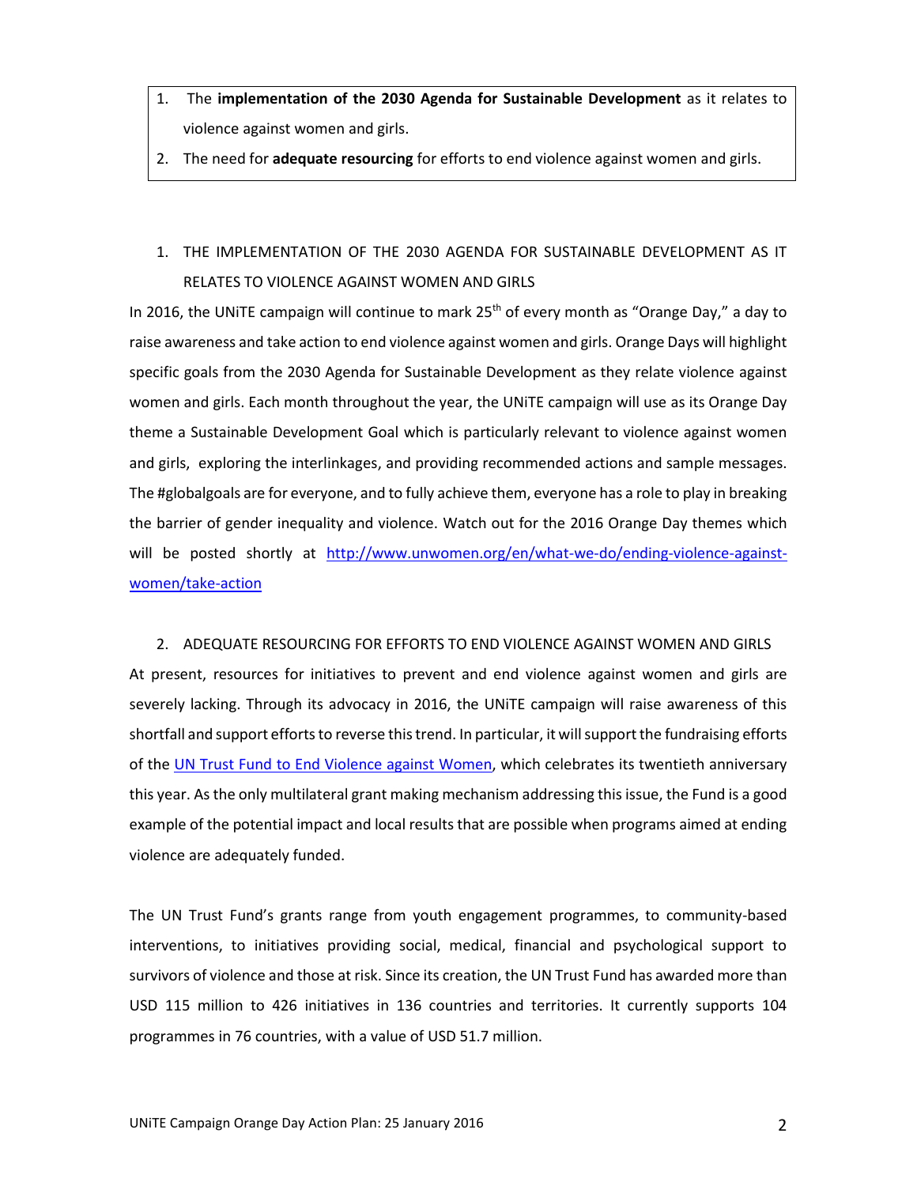1. The **implementation of the 2030 Agenda for Sustainable Development** as it relates to violence against women and girls.
2. The need for **adequate resourcing** for efforts to end violence against women and girls.

## 1. THE IMPLEMENTATION OF THE 2030 AGENDA FOR SUSTAINABLE DEVELOPMENT AS IT RELATES TO VIOLENCE AGAINST WOMEN AND GIRLS

In 2016, the UNiTE campaign will continue to mark 25th of every month as "Orange Day," a day to raise awareness and take action to end violence against women and girls. Orange Days will highlight specific goals from the 2030 Agenda for Sustainable Development as they relate violence against women and girls. Each month throughout the year, the UNiTE campaign will use as its Orange Day theme a Sustainable Development Goal which is particularly relevant to violence against women and girls, exploring the interlinkages, and providing recommended actions and sample messages. The #globalgoals are for everyone, and to fully achieve them, everyone has a role to play in breaking the barrier of gender inequality and violence. Watch out for the 2016 Orange Day themes which will be posted shortly at [http://www.unwomen.org/en/what-we-do/ending-violence-against-women/take-action](http://www.unwomen.org/en/what-we-do/ending-violence-against-women/take-action)

## 2. ADEQUATE RESOURCING FOR EFFORTS TO END VIOLENCE AGAINST WOMEN AND GIRLS

At present, resources for initiatives to prevent and end violence against women and girls are severely lacking. Through its advocacy in 2016, the UNiTE campaign will raise awareness of this shortfall and support efforts to reverse this trend. In particular, it will support the fundraising efforts of the UN Trust Fund to End Violence against Women, which celebrates its twentieth anniversary this year. As the only multilateral grant making mechanism addressing this issue, the Fund is a good example of the potential impact and local results that are possible when programs aimed at ending violence are adequately funded.

The UN Trust Fund's grants range from youth engagement programmes, to community-based interventions, to initiatives providing social, medical, financial and psychological support to survivors of violence and those at risk. Since its creation, the UN Trust Fund has awarded more than USD 115 million to 426 initiatives in 136 countries and territories. It currently supports 104 programmes in 76 countries, with a value of USD 51.7 million.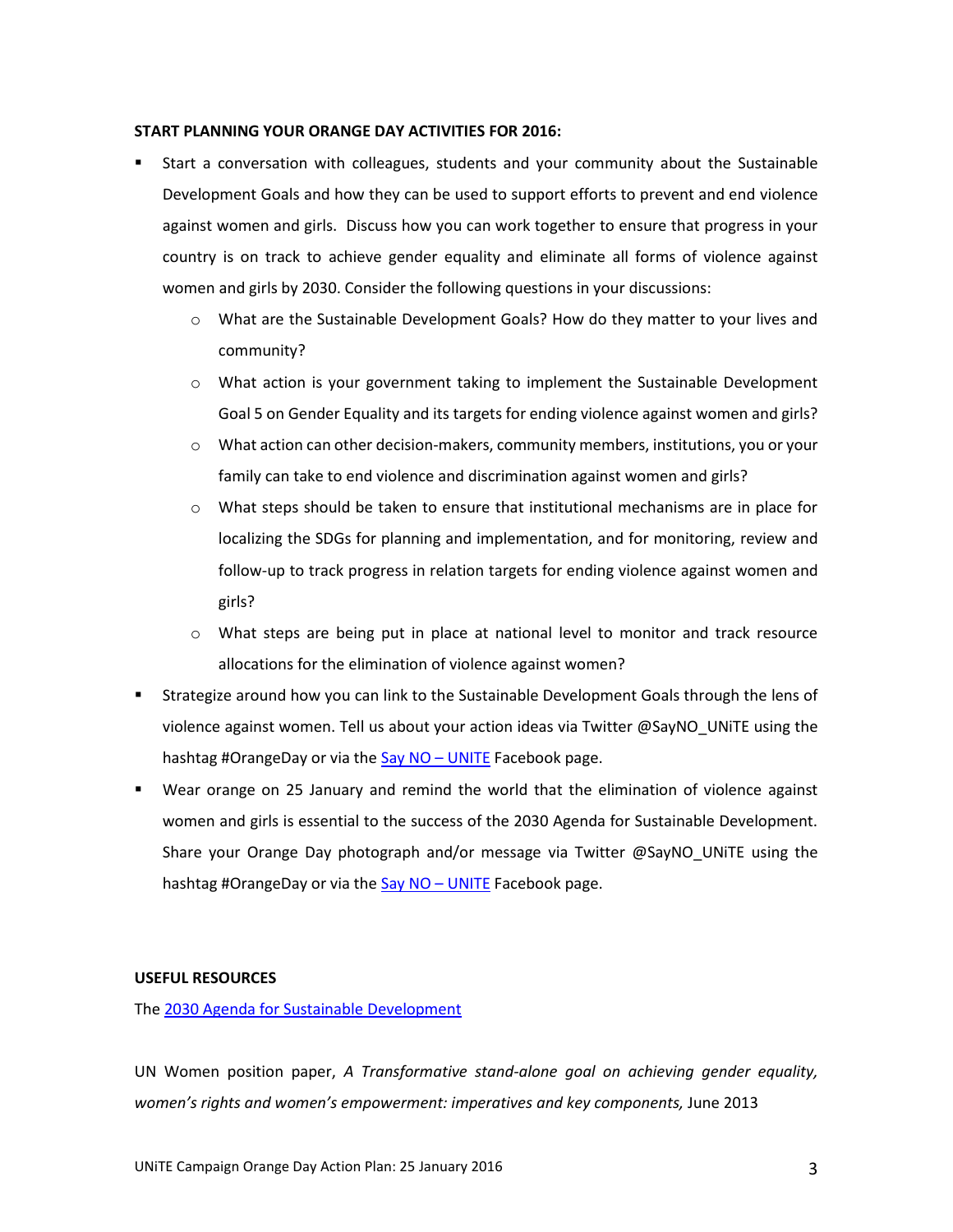**START PLANNING YOUR ORANGE DAY ACTIVITIES FOR 2016:**

- Start a conversation with colleagues, students and your community about the Sustainable Development Goals and how they can be used to support efforts to prevent and end violence against women and girls. Discuss how you can work together to ensure that progress in your country is on track to achieve gender equality and eliminate all forms of violence against women and girls by 2030. Consider the following questions in your discussions:
    - What are the Sustainable Development Goals? How do they matter to your lives and community?
    - What action is your government taking to implement the Sustainable Development Goal 5 on Gender Equality and its targets for ending violence against women and girls?
    - What action can other decision-makers, community members, institutions, you or your family can take to end violence and discrimination against women and girls?
    - What steps should be taken to ensure that institutional mechanisms are in place for localizing the SDGs for planning and implementation, and for monitoring, review and follow-up to track progress in relation targets for ending violence against women and girls?
    - What steps are being put in place at national level to monitor and track resource allocations for the elimination of violence against women?
- Strategize around how you can link to the Sustainable Development Goals through the lens of violence against women. Tell us about your action ideas via Twitter @SayNO_UNiTE using the hashtag #OrangeDay or via the Say NO – UNITE Facebook page.
- Wear orange on 25 January and remind the world that the elimination of violence against women and girls is essential to the success of the 2030 Agenda for Sustainable Development. Share your Orange Day photograph and/or message via Twitter @SayNO_UNiTE using the hashtag #OrangeDay or via the Say NO – UNITE Facebook page.

**USEFUL RESOURCES**

The 2030 Agenda for Sustainable Development

UN Women position paper, *A Transformative stand-alone goal on achieving gender equality, women's rights and women's empowerment: imperatives and key components,* June 2013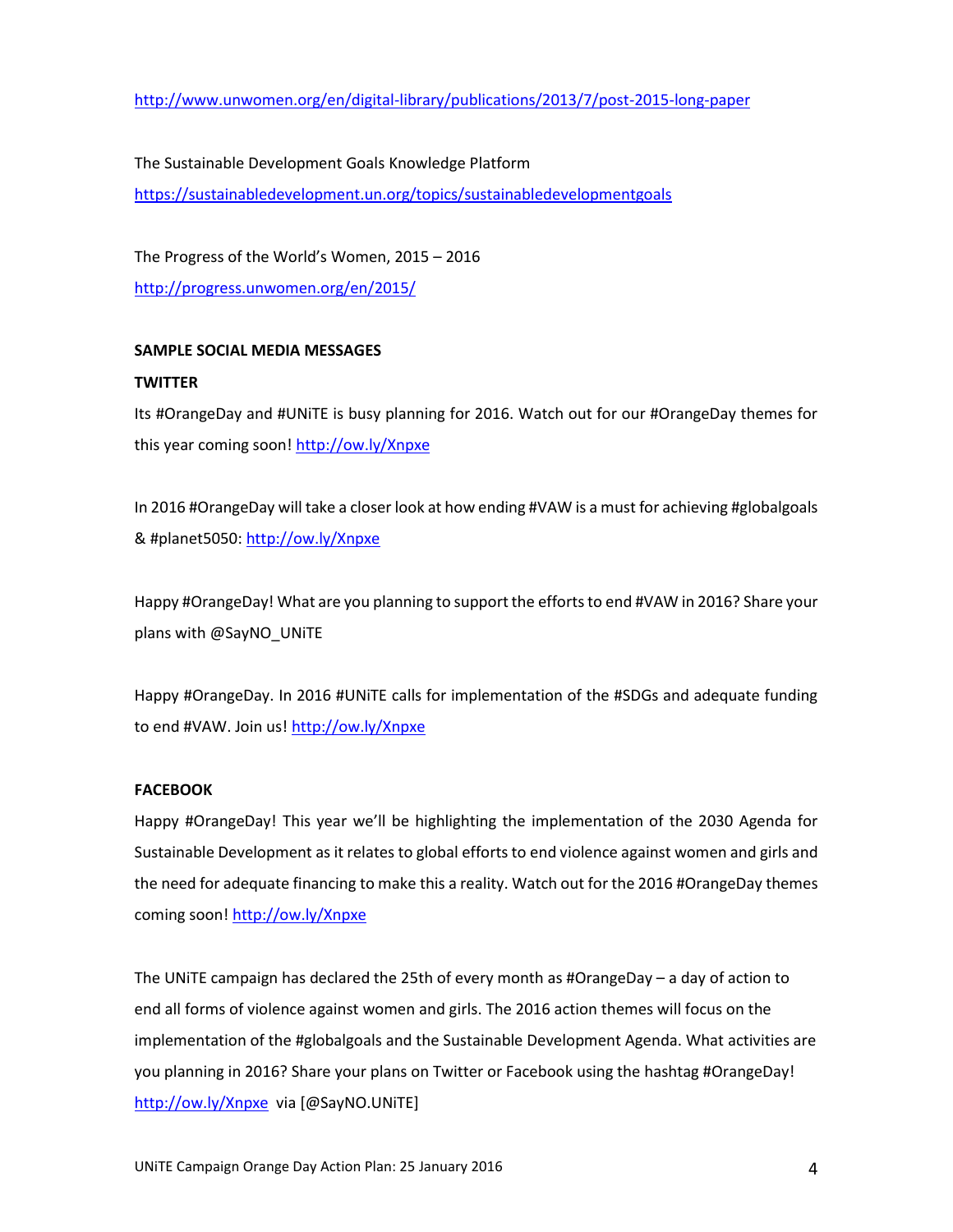http://www.unwomen.org/en/digital-library/publications/2013/7/post-2015-long-paper

The Sustainable Development Goals Knowledge Platform
https://sustainabledevelopment.un.org/topics/sustainabledevelopmentgoals

The Progress of the World's Women, 2015 – 2016
http://progress.unwomen.org/en/2015/

**SAMPLE SOCIAL MEDIA MESSAGES**

**TWITTER**

Its #OrangeDay and #UNiTE is busy planning for 2016. Watch out for our #OrangeDay themes for this year coming soon! http://ow.ly/Xnpxe

In 2016 #OrangeDay will take a closer look at how ending #VAW is a must for achieving #globalgoals & #planet5050: http://ow.ly/Xnpxe

Happy #OrangeDay! What are you planning to support the efforts to end #VAW in 2016? Share your plans with @SayNO_UNiTE

Happy #OrangeDay. In 2016 #UNiTE calls for implementation of the #SDGs and adequate funding to end #VAW. Join us! http://ow.ly/Xnpxe

**FACEBOOK**

Happy #OrangeDay! This year we'll be highlighting the implementation of the 2030 Agenda for Sustainable Development as it relates to global efforts to end violence against women and girls and the need for adequate financing to make this a reality. Watch out for the 2016 #OrangeDay themes coming soon! http://ow.ly/Xnpxe

The UNiTE campaign has declared the 25th of every month as #OrangeDay – a day of action to end all forms of violence against women and girls. The 2016 action themes will focus on the implementation of the #globalgoals and the Sustainable Development Agenda. What activities are you planning in 2016? Share your plans on Twitter or Facebook using the hashtag #OrangeDay! http://ow.ly/Xnpxe via [@SayNO.UNiTE]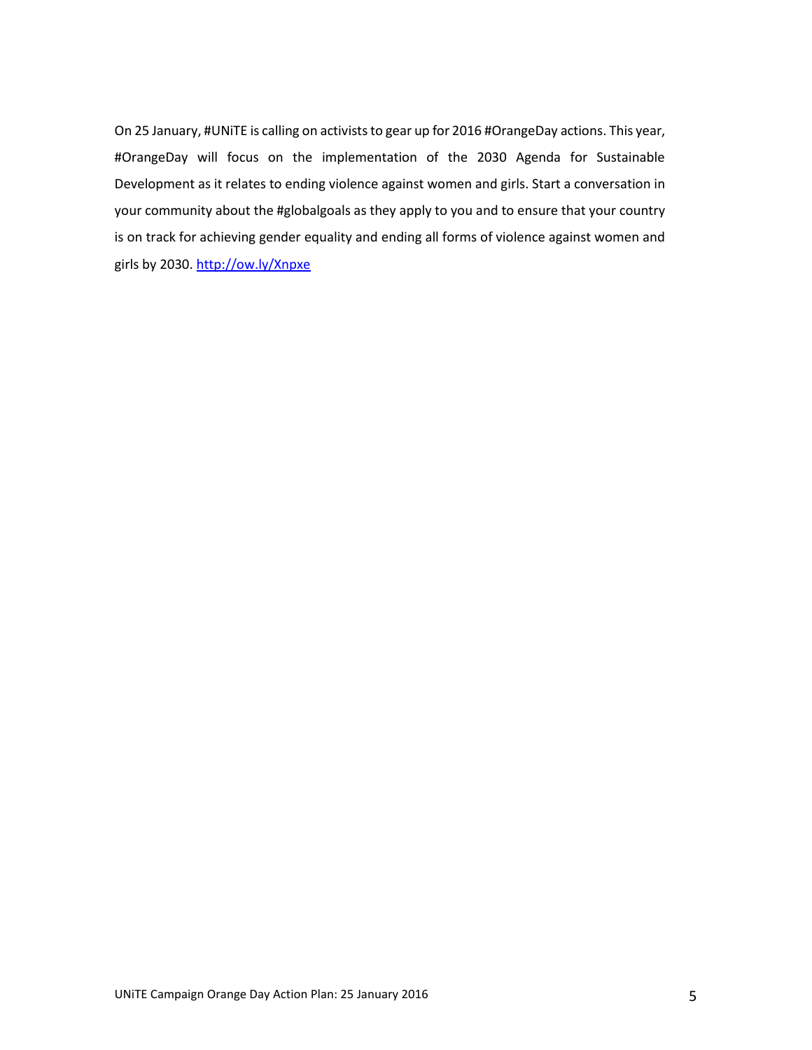On 25 January, #UNiTE is calling on activists to gear up for 2016 #OrangeDay actions. This year, #OrangeDay will focus on the implementation of the 2030 Agenda for Sustainable Development as it relates to ending violence against women and girls. Start a conversation in your community about the #globalgoals as they apply to you and to ensure that your country is on track for achieving gender equality and ending all forms of violence against women and girls by 2030. [http://ow.ly/Xnpxe](http://ow.ly/Xnpxe)